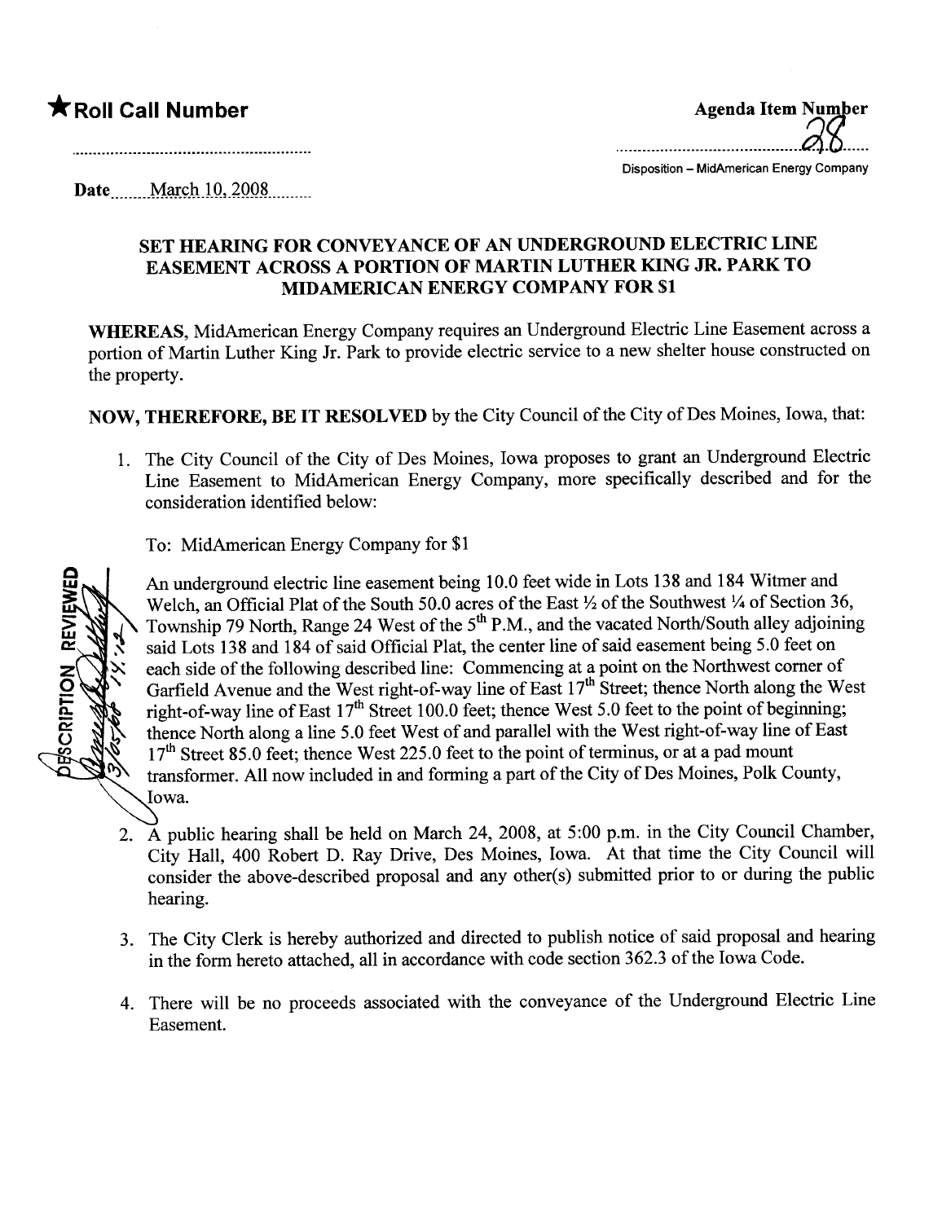★ **Roll Call Number**

**Agenda Item Number** 28

Disposition – MidAmerican Energy Company

Date March 10, 2008

## SET HEARING FOR CONVEYANCE OF AN UNDERGROUND ELECTRIC LINE EASEMENT ACROSS A PORTION OF MARTIN LUTHER KING JR. PARK TO MIDAMERICAN ENERGY COMPANY FOR $1

**WHEREAS**, MidAmerican Energy Company requires an Underground Electric Line Easement across a portion of Martin Luther King Jr. Park to provide electric service to a new shelter house constructed on the property.

**NOW, THEREFORE, BE IT RESOLVED** by the City Council of the City of Des Moines, Iowa, that:

1. The City Council of the City of Des Moines, Iowa proposes to grant an Underground Electric Line Easement to MidAmerican Energy Company, more specifically described and for the consideration identified below:

   To: MidAmerican Energy Company for $1

   DESCRIPTION REVIEWED 3/05/08

   An underground electric line easement being 10.0 feet wide in Lots 138 and 184 Witmer and Welch, an Official Plat of the South 50.0 acres of the East ½ of the Southwest ¼ of Section 36, Township 79 North, Range 24 West of the 5th P.M., and the vacated North/South alley adjoining said Lots 138 and 184 of said Official Plat, the center line of said easement being 5.0 feet on each side of the following described line: Commencing at a point on the Northwest corner of Garfield Avenue and the West right-of-way line of East 17th Street; thence North along the West right-of-way line of East 17th Street 100.0 feet; thence West 5.0 feet to the point of beginning; thence North along a line 5.0 feet West of and parallel with the West right-of-way line of East 17th Street 85.0 feet; thence West 225.0 feet to the point of terminus, or at a pad mount transformer. All now included in and forming a part of the City of Des Moines, Polk County, Iowa.

2. A public hearing shall be held on March 24, 2008, at 5:00 p.m. in the City Council Chamber, City Hall, 400 Robert D. Ray Drive, Des Moines, Iowa. At that time the City Council will consider the above-described proposal and any other(s) submitted prior to or during the public hearing.

3. The City Clerk is hereby authorized and directed to publish notice of said proposal and hearing in the form hereto attached, all in accordance with code section 362.3 of the Iowa Code.

4. There will be no proceeds associated with the conveyance of the Underground Electric Line Easement.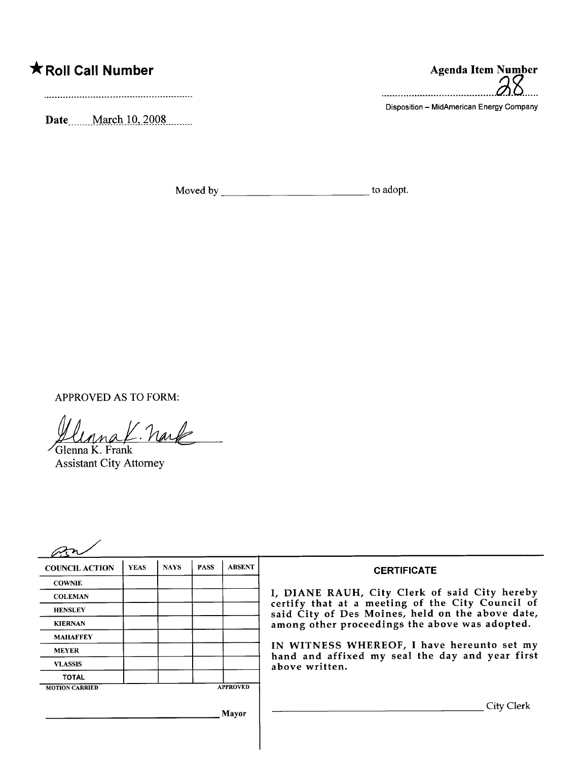**★Roll Call Number**

..........................................................

Date March 10, 2008

**Agenda Item Number**

28

Disposition – MidAmerican Energy Company

Moved by ____________________________ to adopt.

APPROVED AS TO FORM:

Glenna K. Frank
Assistant City Attorney

| COUNCIL ACTION | YEAS | NAYS | PASS | ABSENT |
|---|---|---|---|---|
| COWNIE | | | | |
| COLEMAN | | | | |
| HENSLEY | | | | |
| KIERNAN | | | | |
| MAHAFFEY | | | | |
| MEYER | | | | |
| VLASSIS | | | | |
| TOTAL | | | | |
| MOTION CARRIED | | | | APPROVED |

____________________________ Mayor

**CERTIFICATE**

I, DIANE RAUH, City Clerk of said City hereby certify that at a meeting of the City Council of said City of Des Moines, held on the above date, among other proceedings the above was adopted.

IN WITNESS WHEREOF, I have hereunto set my hand and affixed my seal the day and year first above written.

____________________________ City Clerk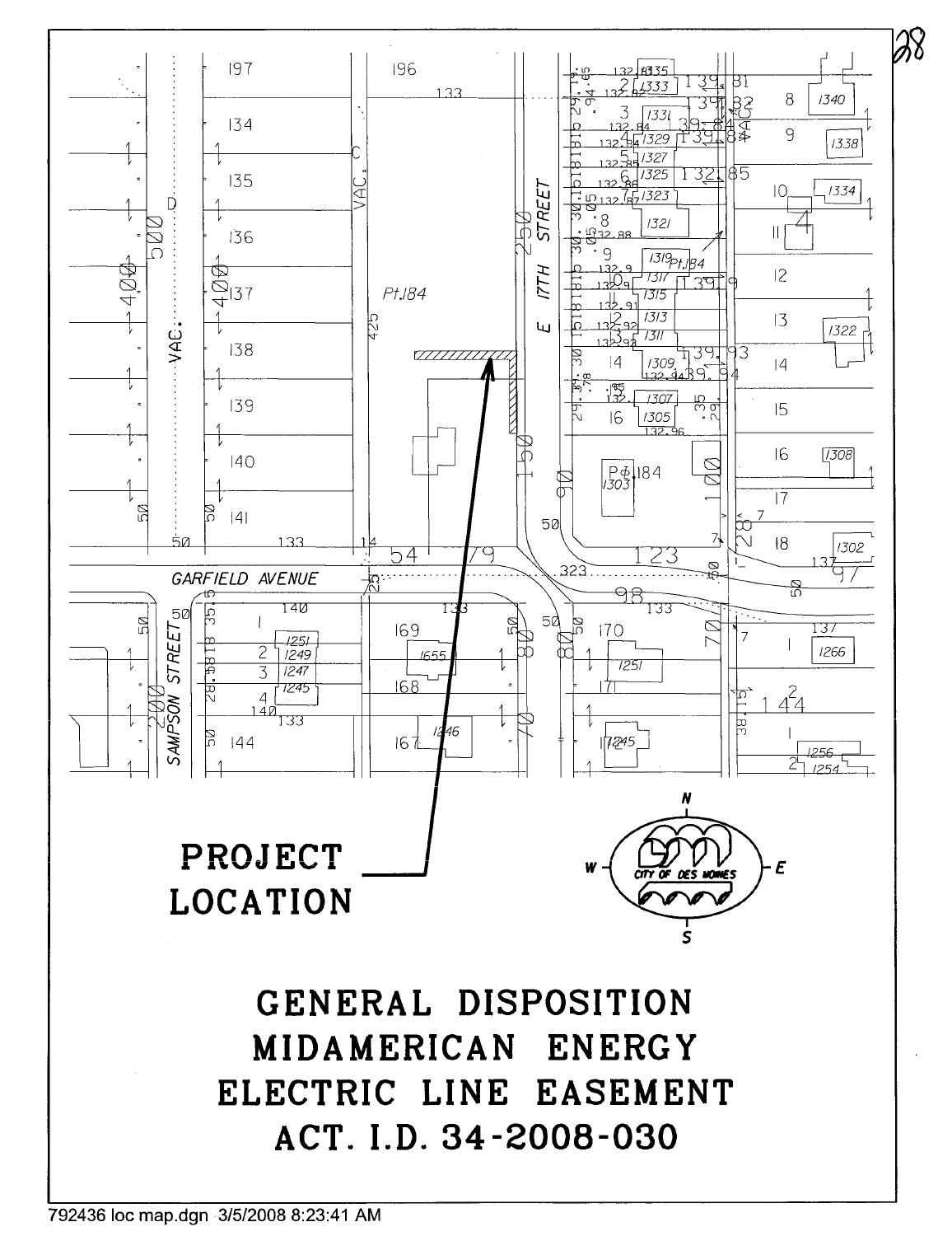PROJECT LOCATION

# GENERAL DISPOSITION
# MIDAMERICAN ENERGY
# ELECTRIC LINE EASEMENT
# ACT. I.D. 34-2008-030

792436 loc map.dgn 3/5/2008 8:23:41 AM